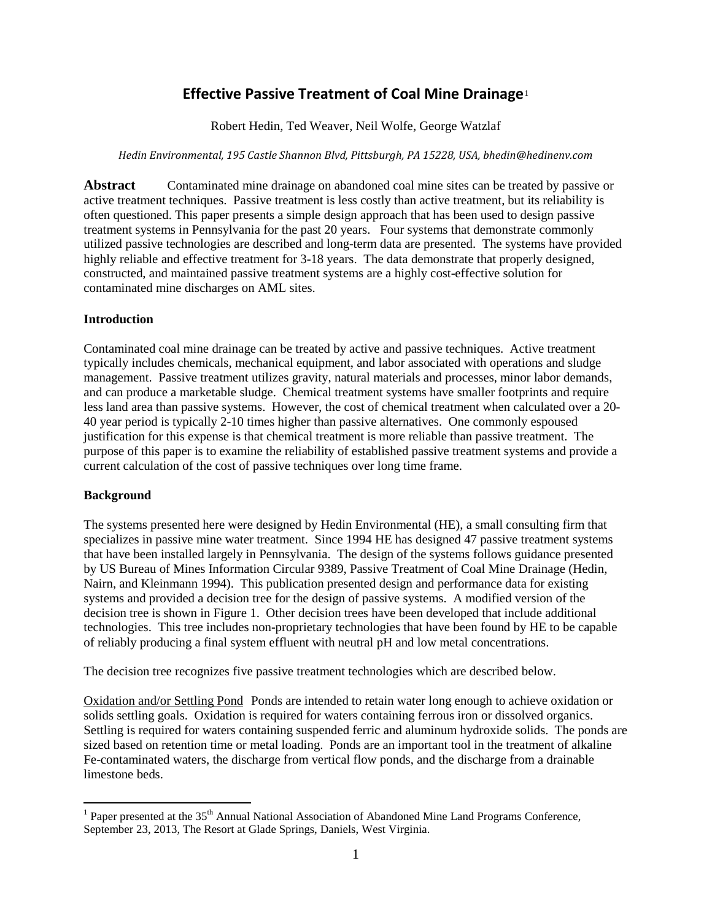# Effective Passive Treatment of Coal Mine Drainage[1]

Robert Hedin, Ted Weaver, Neil Wolfe, George Watzlaf

*Hedin Environmental, 195 Castle Shannon Blvd, Pittsburgh, PA 15228, USA, bhedin@hedinenv.com*

**Abstract** Contaminated mine drainage on abandoned coal mine sites can be treated by passive or active treatment techniques. Passive treatment is less costly than active treatment, but its reliability is often questioned. This paper presents a simple design approach that has been used to design passive treatment systems in Pennsylvania for the past 20 years. Four systems that demonstrate commonly utilized passive technologies are described and long-term data are presented. The systems have provided highly reliable and effective treatment for 3-18 years. The data demonstrate that properly designed, constructed, and maintained passive treatment systems are a highly cost-effective solution for contaminated mine discharges on AML sites.

## Introduction

Contaminated coal mine drainage can be treated by active and passive techniques. Active treatment typically includes chemicals, mechanical equipment, and labor associated with operations and sludge management. Passive treatment utilizes gravity, natural materials and processes, minor labor demands, and can produce a marketable sludge. Chemical treatment systems have smaller footprints and require less land area than passive systems. However, the cost of chemical treatment when calculated over a 20-40 year period is typically 2-10 times higher than passive alternatives. One commonly espoused justification for this expense is that chemical treatment is more reliable than passive treatment. The purpose of this paper is to examine the reliability of established passive treatment systems and provide a current calculation of the cost of passive techniques over long time frame.

## Background

The systems presented here were designed by Hedin Environmental (HE), a small consulting firm that specializes in passive mine water treatment. Since 1994 HE has designed 47 passive treatment systems that have been installed largely in Pennsylvania. The design of the systems follows guidance presented by US Bureau of Mines Information Circular 9389, Passive Treatment of Coal Mine Drainage (Hedin, Nairn, and Kleinmann 1994). This publication presented design and performance data for existing systems and provided a decision tree for the design of passive systems. A modified version of the decision tree is shown in Figure 1. Other decision trees have been developed that include additional technologies. This tree includes non-proprietary technologies that have been found by HE to be capable of reliably producing a final system effluent with neutral pH and low metal concentrations.

The decision tree recognizes five passive treatment technologies which are described below.

Oxidation and/or Settling Pond Ponds are intended to retain water long enough to achieve oxidation or solids settling goals. Oxidation is required for waters containing ferrous iron or dissolved organics. Settling is required for waters containing suspended ferric and aluminum hydroxide solids. The ponds are sized based on retention time or metal loading. Ponds are an important tool in the treatment of alkaline Fe-contaminated waters, the discharge from vertical flow ponds, and the discharge from a drainable limestone beds.

[1] Paper presented at the 35th Annual National Association of Abandoned Mine Land Programs Conference, September 23, 2013, The Resort at Glade Springs, Daniels, West Virginia.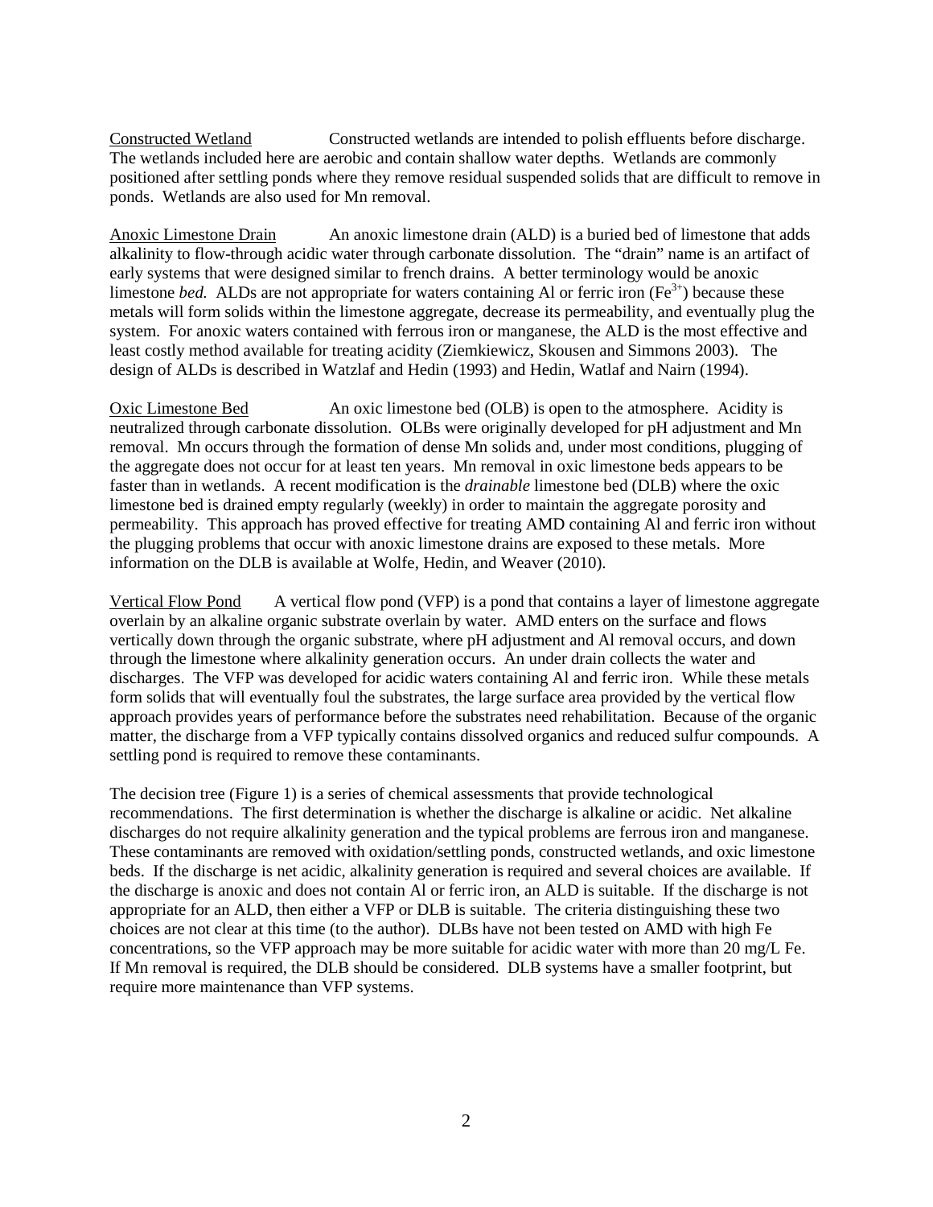Constructed Wetland Constructed wetlands are intended to polish effluents before discharge. The wetlands included here are aerobic and contain shallow water depths. Wetlands are commonly positioned after settling ponds where they remove residual suspended solids that are difficult to remove in ponds. Wetlands are also used for Mn removal.

Anoxic Limestone Drain An anoxic limestone drain (ALD) is a buried bed of limestone that adds alkalinity to flow-through acidic water through carbonate dissolution. The "drain" name is an artifact of early systems that were designed similar to french drains. A better terminology would be anoxic limestone *bed.* ALDs are not appropriate for waters containing Al or ferric iron ($Fe^{3+}$) because these metals will form solids within the limestone aggregate, decrease its permeability, and eventually plug the system. For anoxic waters contained with ferrous iron or manganese, the ALD is the most effective and least costly method available for treating acidity (Ziemkiewicz, Skousen and Simmons 2003). The design of ALDs is described in Watzlaf and Hedin (1993) and Hedin, Watlaf and Nairn (1994).

Oxic Limestone Bed An oxic limestone bed (OLB) is open to the atmosphere. Acidity is neutralized through carbonate dissolution. OLBs were originally developed for pH adjustment and Mn removal. Mn occurs through the formation of dense Mn solids and, under most conditions, plugging of the aggregate does not occur for at least ten years. Mn removal in oxic limestone beds appears to be faster than in wetlands. A recent modification is the *drainable* limestone bed (DLB) where the oxic limestone bed is drained empty regularly (weekly) in order to maintain the aggregate porosity and permeability. This approach has proved effective for treating AMD containing Al and ferric iron without the plugging problems that occur with anoxic limestone drains are exposed to these metals. More information on the DLB is available at Wolfe, Hedin, and Weaver (2010).

Vertical Flow Pond A vertical flow pond (VFP) is a pond that contains a layer of limestone aggregate overlain by an alkaline organic substrate overlain by water. AMD enters on the surface and flows vertically down through the organic substrate, where pH adjustment and Al removal occurs, and down through the limestone where alkalinity generation occurs. An under drain collects the water and discharges. The VFP was developed for acidic waters containing Al and ferric iron. While these metals form solids that will eventually foul the substrates, the large surface area provided by the vertical flow approach provides years of performance before the substrates need rehabilitation. Because of the organic matter, the discharge from a VFP typically contains dissolved organics and reduced sulfur compounds. A settling pond is required to remove these contaminants.

The decision tree (Figure 1) is a series of chemical assessments that provide technological recommendations. The first determination is whether the discharge is alkaline or acidic. Net alkaline discharges do not require alkalinity generation and the typical problems are ferrous iron and manganese. These contaminants are removed with oxidation/settling ponds, constructed wetlands, and oxic limestone beds. If the discharge is net acidic, alkalinity generation is required and several choices are available. If the discharge is anoxic and does not contain Al or ferric iron, an ALD is suitable. If the discharge is not appropriate for an ALD, then either a VFP or DLB is suitable. The criteria distinguishing these two choices are not clear at this time (to the author). DLBs have not been tested on AMD with high Fe concentrations, so the VFP approach may be more suitable for acidic water with more than 20 mg/L Fe. If Mn removal is required, the DLB should be considered. DLB systems have a smaller footprint, but require more maintenance than VFP systems.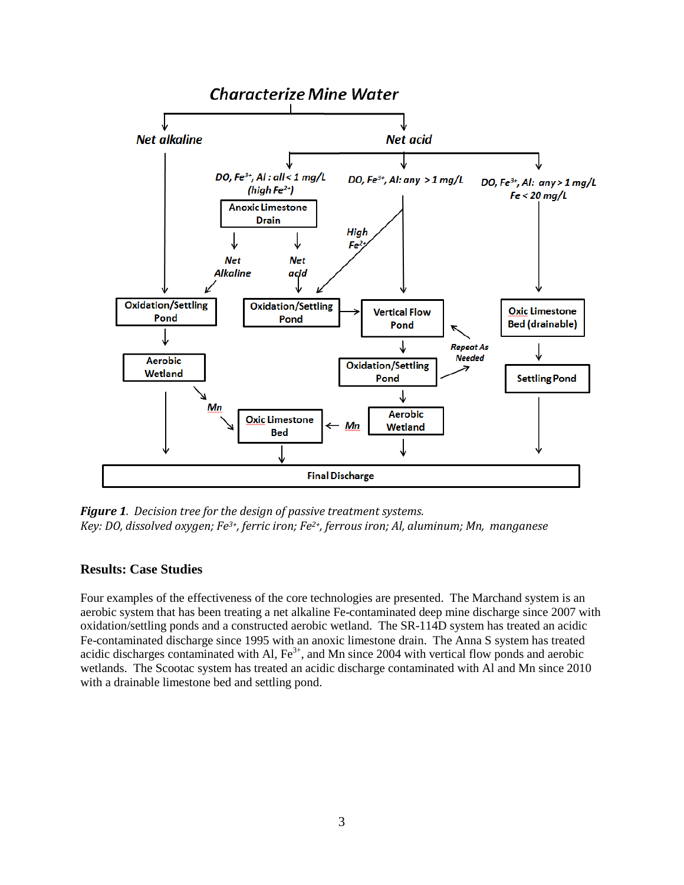**Characterize Mine Water**

- **Net alkaline**
  - Oxidation/Settling Pond → Aerobic Wetland → Final Discharge
    - Mn → Oxic Limestone Bed → Final Discharge
- **Net acid**
  - DO, $Fe^{3+}$, Al : all < 1 mg/L (high $Fe^{2+}$)
    - Anoxic Limestone Drain
      - Net Alkaline → Oxidation/Settling Pond (net alkaline branch)
      - Net acid → Oxidation/Settling Pond → Vertical Flow Pond
  - DO, $Fe^{3+}$, Al: any > 1 mg/L
    - High $Fe^{2+}$ → Oxidation/Settling Pond → Vertical Flow Pond
    - Vertical Flow Pond → Oxidation/Settling Pond (Repeat As Needed) → Aerobic Wetland → Final Discharge
      - Mn → Oxic Limestone Bed → Final Discharge
  - DO, $Fe^{3+}$, Al: any > 1 mg/L; Fe < 20 mg/L
    - Oxic Limestone Bed (drainable) → Settling Pond → Final Discharge

***Figure 1**. Decision tree for the design of passive treatment systems.*
*Key: DO, dissolved oxygen; $Fe^{3+}$, ferric iron; $Fe^{2+}$, ferrous iron; Al, aluminum; Mn, manganese*

### Results: Case Studies

Four examples of the effectiveness of the core technologies are presented. The Marchand system is an aerobic system that has been treating a net alkaline Fe-contaminated deep mine discharge since 2007 with oxidation/settling ponds and a constructed aerobic wetland. The SR-114D system has treated an acidic Fe-contaminated discharge since 1995 with an anoxic limestone drain. The Anna S system has treated acidic discharges contaminated with Al, $Fe^{3+}$, and Mn since 2004 with vertical flow ponds and aerobic wetlands. The Scootac system has treated an acidic discharge contaminated with Al and Mn since 2010 with a drainable limestone bed and settling pond.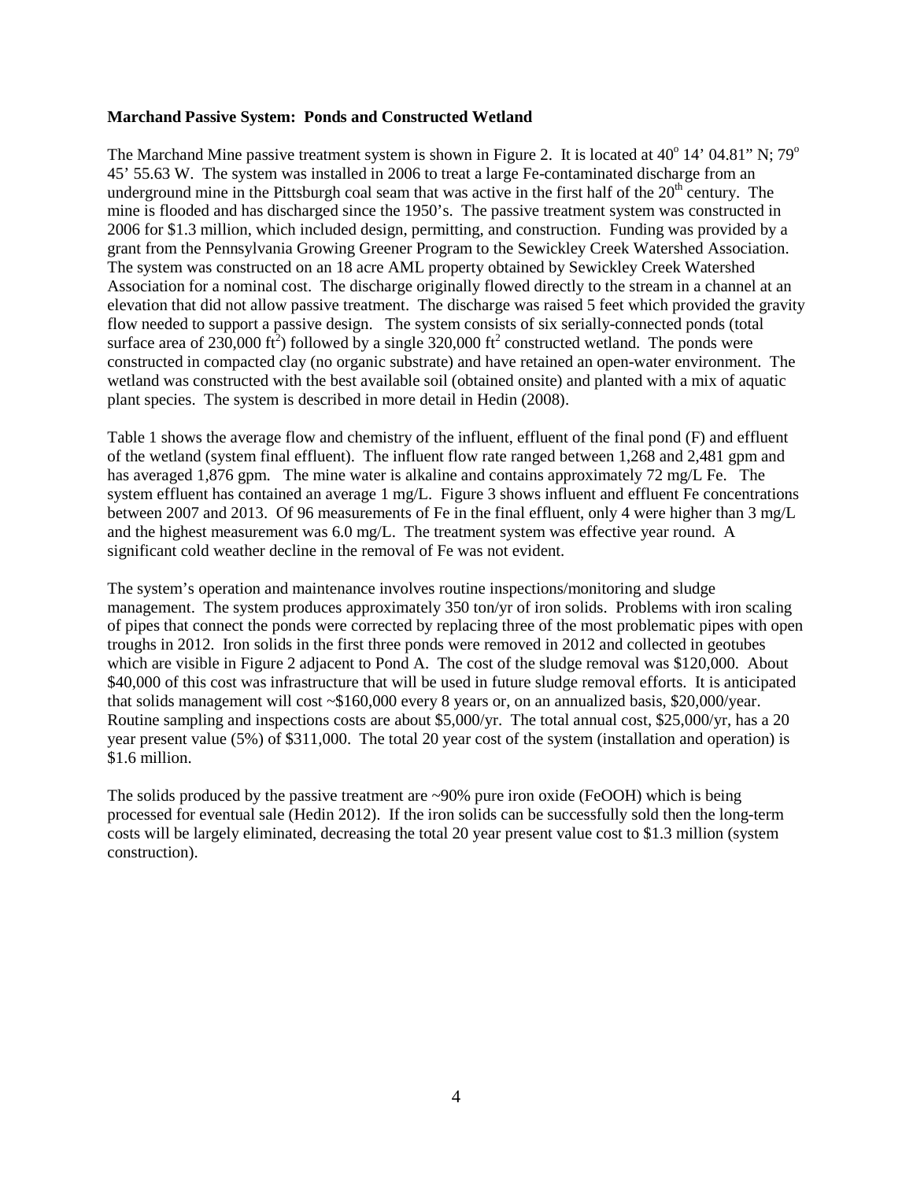**Marchand Passive System: Ponds and Constructed Wetland**

The Marchand Mine passive treatment system is shown in Figure 2. It is located at 40° 14' 04.81" N; 79° 45' 55.63 W. The system was installed in 2006 to treat a large Fe-contaminated discharge from an underground mine in the Pittsburgh coal seam that was active in the first half of the 20th century. The mine is flooded and has discharged since the 1950's. The passive treatment system was constructed in 2006 for \$1.3 million, which included design, permitting, and construction. Funding was provided by a grant from the Pennsylvania Growing Greener Program to the Sewickley Creek Watershed Association. The system was constructed on an 18 acre AML property obtained by Sewickley Creek Watershed Association for a nominal cost. The discharge originally flowed directly to the stream in a channel at an elevation that did not allow passive treatment. The discharge was raised 5 feet which provided the gravity flow needed to support a passive design. The system consists of six serially-connected ponds (total surface area of 230,000 $ft^2$) followed by a single 320,000 $ft^2$ constructed wetland. The ponds were constructed in compacted clay (no organic substrate) and have retained an open-water environment. The wetland was constructed with the best available soil (obtained onsite) and planted with a mix of aquatic plant species. The system is described in more detail in Hedin (2008).

Table 1 shows the average flow and chemistry of the influent, effluent of the final pond (F) and effluent of the wetland (system final effluent). The influent flow rate ranged between 1,268 and 2,481 gpm and has averaged 1,876 gpm. The mine water is alkaline and contains approximately 72 mg/L Fe. The system effluent has contained an average 1 mg/L. Figure 3 shows influent and effluent Fe concentrations between 2007 and 2013. Of 96 measurements of Fe in the final effluent, only 4 were higher than 3 mg/L and the highest measurement was 6.0 mg/L. The treatment system was effective year round. A significant cold weather decline in the removal of Fe was not evident.

The system's operation and maintenance involves routine inspections/monitoring and sludge management. The system produces approximately 350 ton/yr of iron solids. Problems with iron scaling of pipes that connect the ponds were corrected by replacing three of the most problematic pipes with open troughs in 2012. Iron solids in the first three ponds were removed in 2012 and collected in geotubes which are visible in Figure 2 adjacent to Pond A. The cost of the sludge removal was \$120,000. About \$40,000 of this cost was infrastructure that will be used in future sludge removal efforts. It is anticipated that solids management will cost ~\$160,000 every 8 years or, on an annualized basis, \$20,000/year. Routine sampling and inspections costs are about \$5,000/yr. The total annual cost, \$25,000/yr, has a 20 year present value (5%) of \$311,000. The total 20 year cost of the system (installation and operation) is \$1.6 million.

The solids produced by the passive treatment are ~90% pure iron oxide (FeOOH) which is being processed for eventual sale (Hedin 2012). If the iron solids can be successfully sold then the long-term costs will be largely eliminated, decreasing the total 20 year present value cost to \$1.3 million (system construction).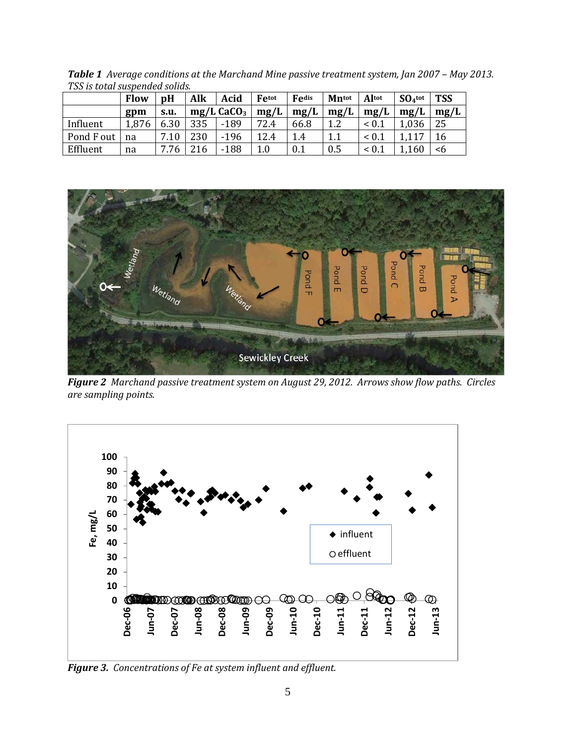***Table 1** Average conditions at the Marchand Mine passive treatment system, Jan 2007 – May 2013. TSS is total suspended solids.*

| | Flow | pH | Alk | Acid | $Fe^{tot}$ | $Fe^{dis}$ | $Mn^{tot}$ | $Al^{tot}$ | $SO_4^{tot}$ | TSS |
|---|---|---|---|---|---|---|---|---|---|---|
| | gpm | s.u. | mg/L $CaCO_3$ | | mg/L | mg/L | mg/L | mg/L | mg/L | mg/L |
| Influent | 1,876 | 6.30 | 335 | -189 | 72.4 | 66.8 | 1.2 | < 0.1 | 1,036 | 25 |
| Pond F out | na | 7.10 | 230 | -196 | 12.4 | 1.4 | 1.1 | < 0.1 | 1,117 | 16 |
| Effluent | na | 7.76 | 216 | -188 | 1.0 | 0.1 | 0.5 | < 0.1 | 1,160 | <6 |

***Figure 2** Marchand passive treatment system on August 29, 2012. Arrows show flow paths. Circles are sampling points.*

***Figure 3.** Concentrations of Fe at system influent and effluent.*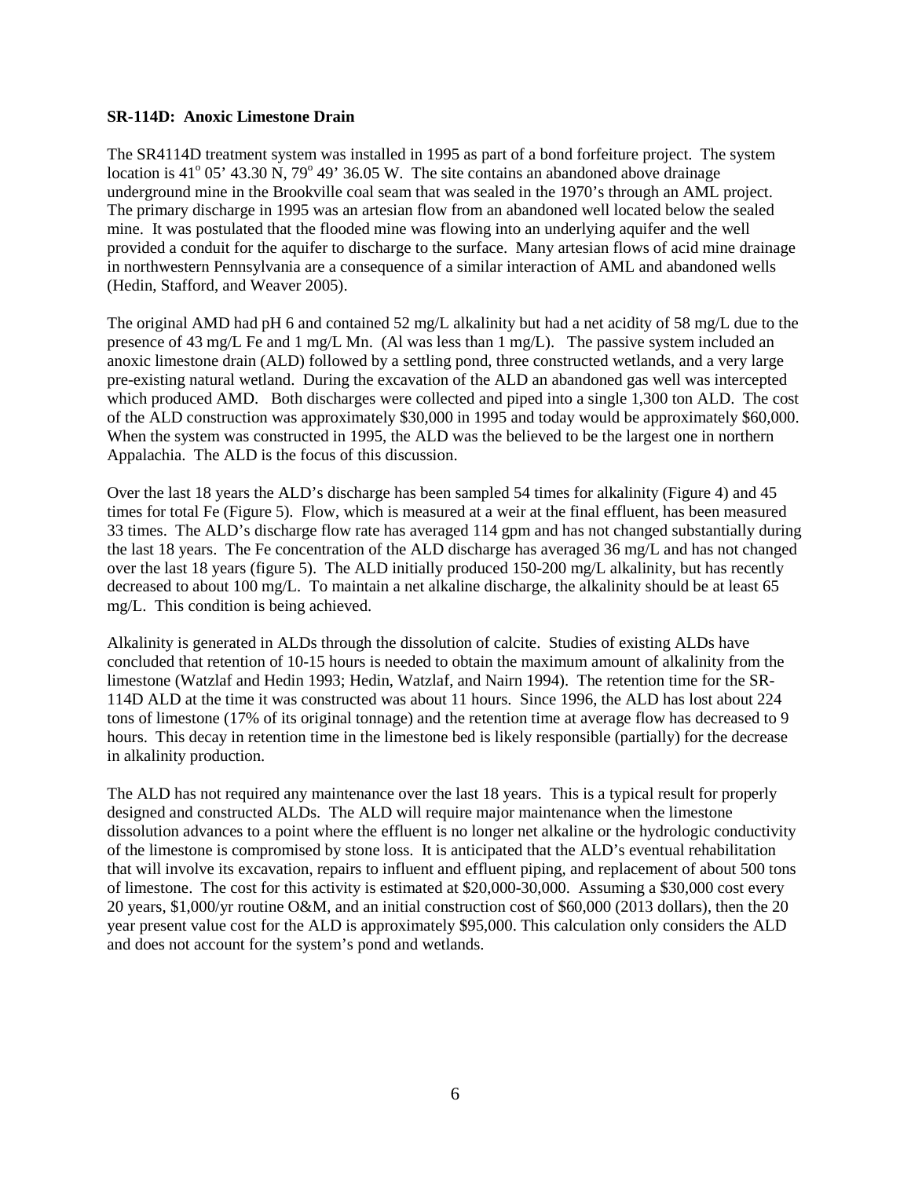**SR-114D: Anoxic Limestone Drain**

The SR4114D treatment system was installed in 1995 as part of a bond forfeiture project. The system location is 41° 05' 43.30 N, 79° 49' 36.05 W. The site contains an abandoned above drainage underground mine in the Brookville coal seam that was sealed in the 1970's through an AML project. The primary discharge in 1995 was an artesian flow from an abandoned well located below the sealed mine. It was postulated that the flooded mine was flowing into an underlying aquifer and the well provided a conduit for the aquifer to discharge to the surface. Many artesian flows of acid mine drainage in northwestern Pennsylvania are a consequence of a similar interaction of AML and abandoned wells (Hedin, Stafford, and Weaver 2005).

The original AMD had pH 6 and contained 52 mg/L alkalinity but had a net acidity of 58 mg/L due to the presence of 43 mg/L Fe and 1 mg/L Mn. (Al was less than 1 mg/L). The passive system included an anoxic limestone drain (ALD) followed by a settling pond, three constructed wetlands, and a very large pre-existing natural wetland. During the excavation of the ALD an abandoned gas well was intercepted which produced AMD. Both discharges were collected and piped into a single 1,300 ton ALD. The cost of the ALD construction was approximately $30,000 in 1995 and today would be approximately $60,000. When the system was constructed in 1995, the ALD was the believed to be the largest one in northern Appalachia. The ALD is the focus of this discussion.

Over the last 18 years the ALD's discharge has been sampled 54 times for alkalinity (Figure 4) and 45 times for total Fe (Figure 5). Flow, which is measured at a weir at the final effluent, has been measured 33 times. The ALD's discharge flow rate has averaged 114 gpm and has not changed substantially during the last 18 years. The Fe concentration of the ALD discharge has averaged 36 mg/L and has not changed over the last 18 years (figure 5). The ALD initially produced 150-200 mg/L alkalinity, but has recently decreased to about 100 mg/L. To maintain a net alkaline discharge, the alkalinity should be at least 65 mg/L. This condition is being achieved.

Alkalinity is generated in ALDs through the dissolution of calcite. Studies of existing ALDs have concluded that retention of 10-15 hours is needed to obtain the maximum amount of alkalinity from the limestone (Watzlaf and Hedin 1993; Hedin, Watzlaf, and Nairn 1994). The retention time for the SR-114D ALD at the time it was constructed was about 11 hours. Since 1996, the ALD has lost about 224 tons of limestone (17% of its original tonnage) and the retention time at average flow has decreased to 9 hours. This decay in retention time in the limestone bed is likely responsible (partially) for the decrease in alkalinity production.

The ALD has not required any maintenance over the last 18 years. This is a typical result for properly designed and constructed ALDs. The ALD will require major maintenance when the limestone dissolution advances to a point where the effluent is no longer net alkaline or the hydrologic conductivity of the limestone is compromised by stone loss. It is anticipated that the ALD's eventual rehabilitation that will involve its excavation, repairs to influent and effluent piping, and replacement of about 500 tons of limestone. The cost for this activity is estimated at $20,000-30,000. Assuming a $30,000 cost every 20 years, $1,000/yr routine O&M, and an initial construction cost of $60,000 (2013 dollars), then the 20 year present value cost for the ALD is approximately $95,000. This calculation only considers the ALD and does not account for the system's pond and wetlands.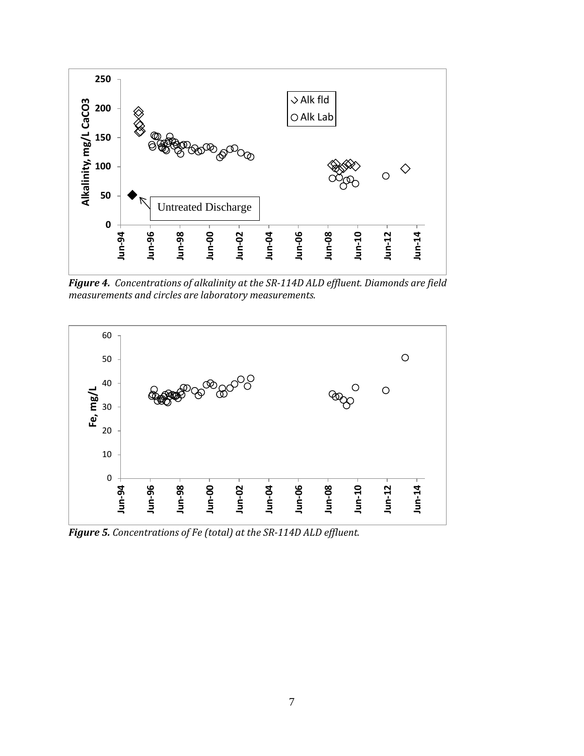***Figure 4.*** *Concentrations of alkalinity at the SR-114D ALD effluent. Diamonds are field measurements and circles are laboratory measurements.*

***Figure 5.*** *Concentrations of Fe (total) at the SR-114D ALD effluent.*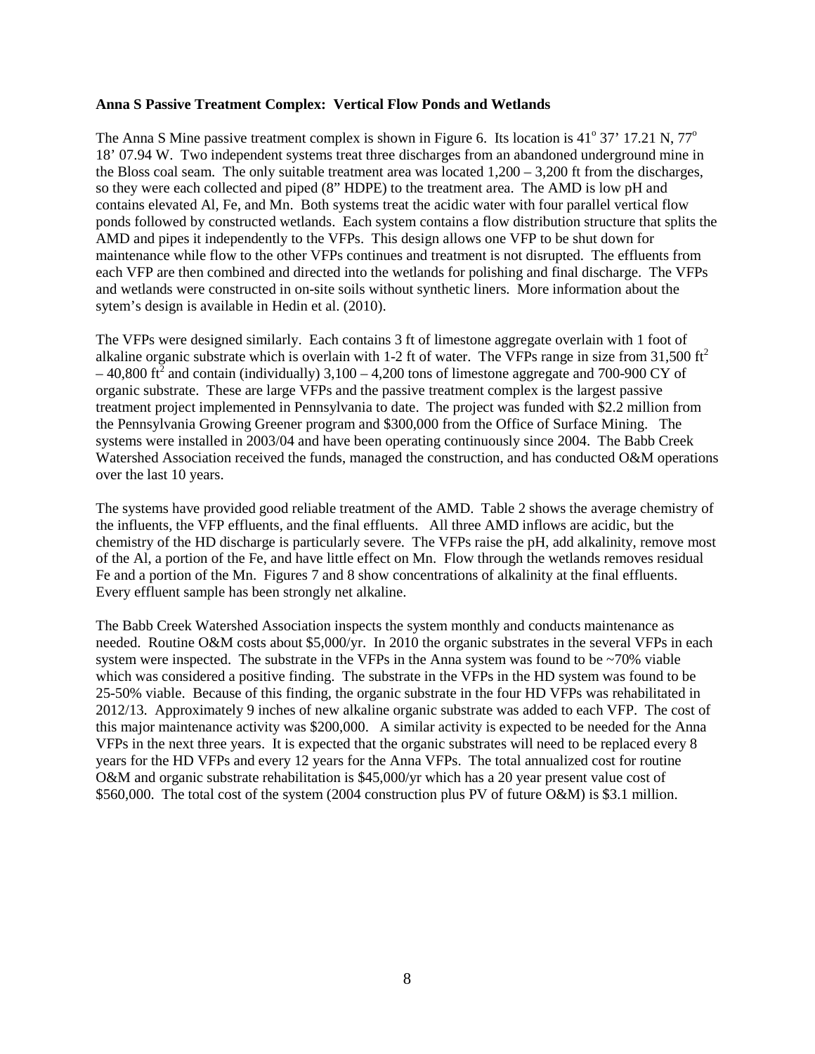**Anna S Passive Treatment Complex: Vertical Flow Ponds and Wetlands**

The Anna S Mine passive treatment complex is shown in Figure 6. Its location is 41° 37' 17.21 N, 77° 18' 07.94 W. Two independent systems treat three discharges from an abandoned underground mine in the Bloss coal seam. The only suitable treatment area was located 1,200 – 3,200 ft from the discharges, so they were each collected and piped (8" HDPE) to the treatment area. The AMD is low pH and contains elevated Al, Fe, and Mn. Both systems treat the acidic water with four parallel vertical flow ponds followed by constructed wetlands. Each system contains a flow distribution structure that splits the AMD and pipes it independently to the VFPs. This design allows one VFP to be shut down for maintenance while flow to the other VFPs continues and treatment is not disrupted. The effluents from each VFP are then combined and directed into the wetlands for polishing and final discharge. The VFPs and wetlands were constructed in on-site soils without synthetic liners. More information about the sytem's design is available in Hedin et al. (2010).

The VFPs were designed similarly. Each contains 3 ft of limestone aggregate overlain with 1 foot of alkaline organic substrate which is overlain with 1-2 ft of water. The VFPs range in size from 31,500 $ft^2$ – 40,800 $ft^2$ and contain (individually) 3,100 – 4,200 tons of limestone aggregate and 700-900 CY of organic substrate. These are large VFPs and the passive treatment complex is the largest passive treatment project implemented in Pennsylvania to date. The project was funded with $2.2 million from the Pennsylvania Growing Greener program and $300,000 from the Office of Surface Mining. The systems were installed in 2003/04 and have been operating continuously since 2004. The Babb Creek Watershed Association received the funds, managed the construction, and has conducted O&M operations over the last 10 years.

The systems have provided good reliable treatment of the AMD. Table 2 shows the average chemistry of the influents, the VFP effluents, and the final effluents. All three AMD inflows are acidic, but the chemistry of the HD discharge is particularly severe. The VFPs raise the pH, add alkalinity, remove most of the Al, a portion of the Fe, and have little effect on Mn. Flow through the wetlands removes residual Fe and a portion of the Mn. Figures 7 and 8 show concentrations of alkalinity at the final effluents. Every effluent sample has been strongly net alkaline.

The Babb Creek Watershed Association inspects the system monthly and conducts maintenance as needed. Routine O&M costs about $5,000/yr. In 2010 the organic substrates in the several VFPs in each system were inspected. The substrate in the VFPs in the Anna system was found to be ~70% viable which was considered a positive finding. The substrate in the VFPs in the HD system was found to be 25-50% viable. Because of this finding, the organic substrate in the four HD VFPs was rehabilitated in 2012/13. Approximately 9 inches of new alkaline organic substrate was added to each VFP. The cost of this major maintenance activity was $200,000. A similar activity is expected to be needed for the Anna VFPs in the next three years. It is expected that the organic substrates will need to be replaced every 8 years for the HD VFPs and every 12 years for the Anna VFPs. The total annualized cost for routine O&M and organic substrate rehabilitation is $45,000/yr which has a 20 year present value cost of $560,000. The total cost of the system (2004 construction plus PV of future O&M) is $3.1 million.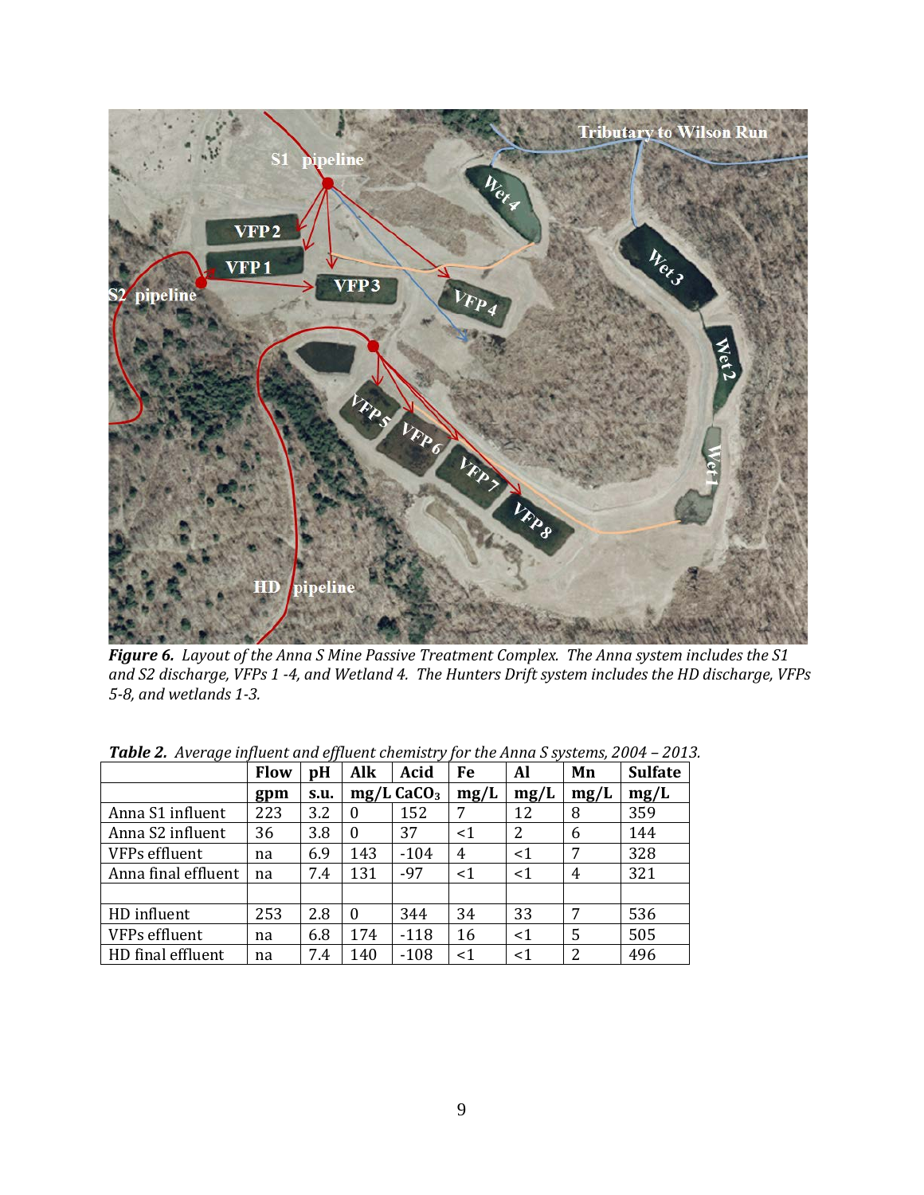***Figure 6.*** *Layout of the Anna S Mine Passive Treatment Complex. The Anna system includes the S1 and S2 discharge, VFPs 1 -4, and Wetland 4. The Hunters Drift system includes the HD discharge, VFPs 5-8, and wetlands 1-3.*

***Table 2.*** *Average influent and effluent chemistry for the Anna S systems, 2004 – 2013.*

| | Flow | pH | Alk | Acid | Fe | Al | Mn | Sulfate |
|---|---|---|---|---|---|---|---|---|
| | gpm | s.u. | mg/L $CaCO_3$ | | mg/L | mg/L | mg/L | mg/L |
| Anna S1 influent | 223 | 3.2 | 0 | 152 | 7 | 12 | 8 | 359 |
| Anna S2 influent | 36 | 3.8 | 0 | 37 | <1 | 2 | 6 | 144 |
| VFPs effluent | na | 6.9 | 143 | -104 | 4 | <1 | 7 | 328 |
| Anna final effluent | na | 7.4 | 131 | -97 | <1 | <1 | 4 | 321 |
| | | | | | | | | |
| HD influent | 253 | 2.8 | 0 | 344 | 34 | 33 | 7 | 536 |
| VFPs effluent | na | 6.8 | 174 | -118 | 16 | <1 | 5 | 505 |
| HD final effluent | na | 7.4 | 140 | -108 | <1 | <1 | 2 | 496 |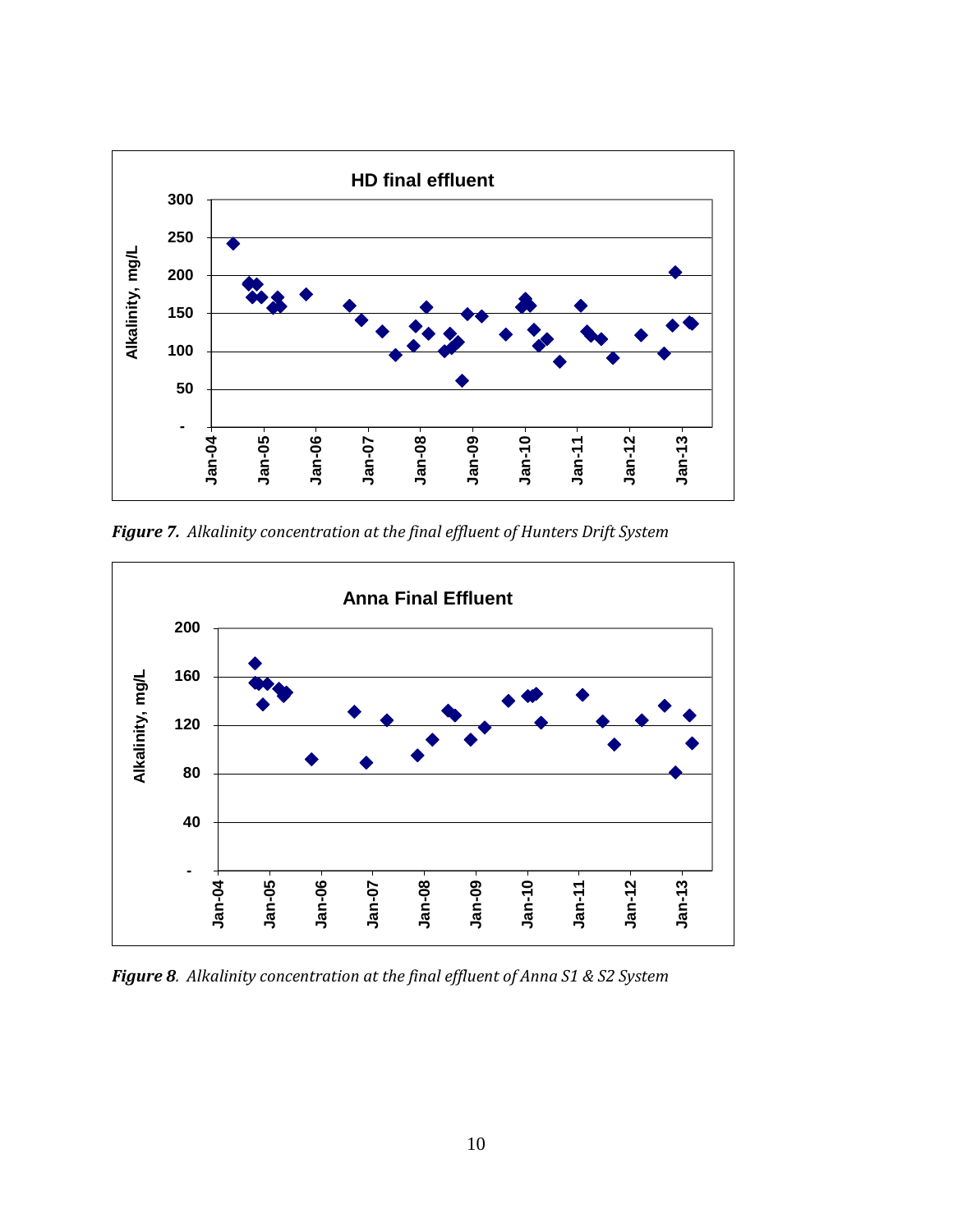*Figure 7. Alkalinity concentration at the final effluent of Hunters Drift System*

*Figure 8. Alkalinity concentration at the final effluent of Anna S1 & S2 System*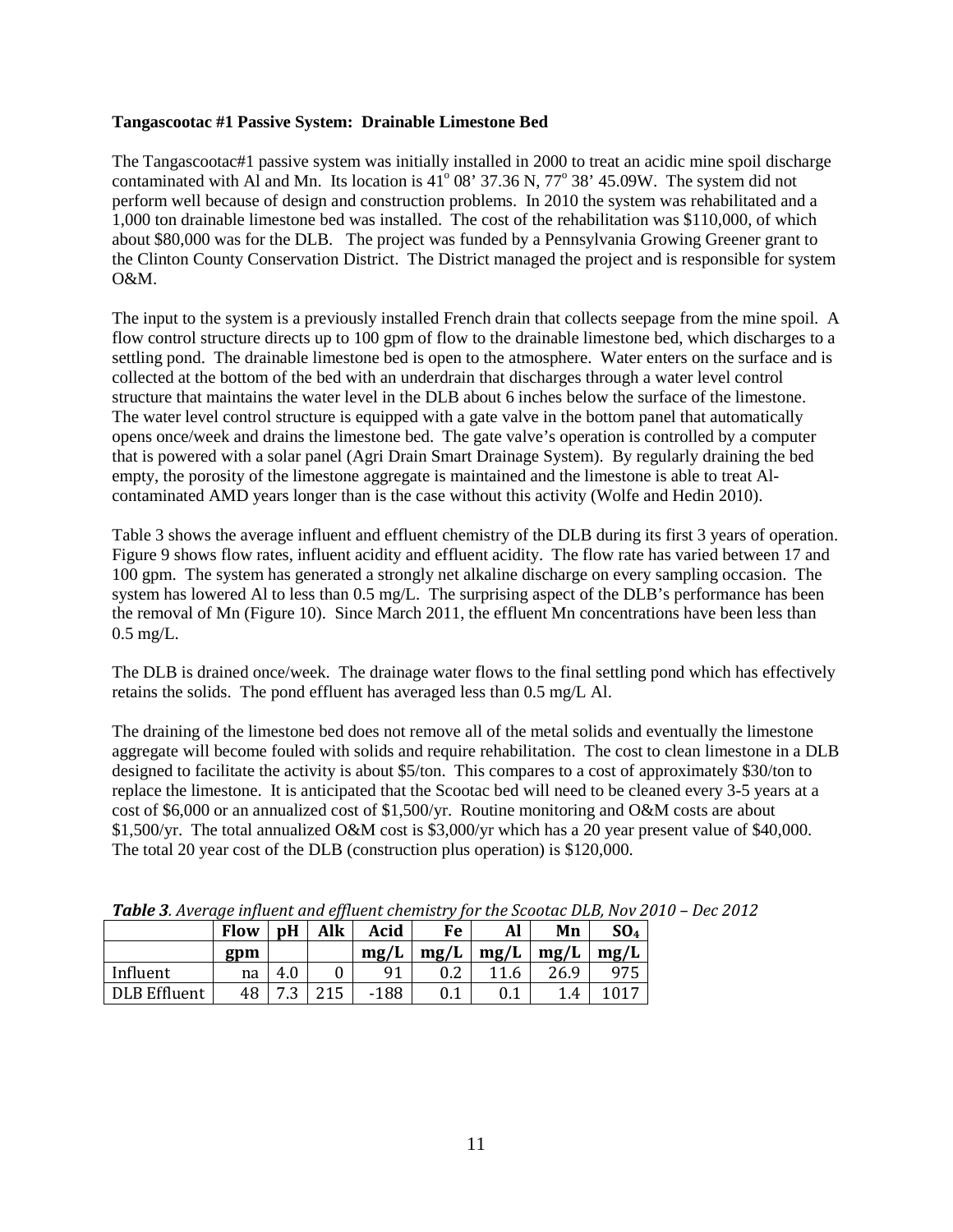**Tangascootac #1 Passive System: Drainable Limestone Bed**

The Tangascootac#1 passive system was initially installed in 2000 to treat an acidic mine spoil discharge contaminated with Al and Mn. Its location is 41° 08' 37.36 N, 77° 38' 45.09W. The system did not perform well because of design and construction problems. In 2010 the system was rehabilitated and a 1,000 ton drainable limestone bed was installed. The cost of the rehabilitation was \$110,000, of which about \$80,000 was for the DLB. The project was funded by a Pennsylvania Growing Greener grant to the Clinton County Conservation District. The District managed the project and is responsible for system O&M.

The input to the system is a previously installed French drain that collects seepage from the mine spoil. A flow control structure directs up to 100 gpm of flow to the drainable limestone bed, which discharges to a settling pond. The drainable limestone bed is open to the atmosphere. Water enters on the surface and is collected at the bottom of the bed with an underdrain that discharges through a water level control structure that maintains the water level in the DLB about 6 inches below the surface of the limestone. The water level control structure is equipped with a gate valve in the bottom panel that automatically opens once/week and drains the limestone bed. The gate valve's operation is controlled by a computer that is powered with a solar panel (Agri Drain Smart Drainage System). By regularly draining the bed empty, the porosity of the limestone aggregate is maintained and the limestone is able to treat Al-contaminated AMD years longer than is the case without this activity (Wolfe and Hedin 2010).

Table 3 shows the average influent and effluent chemistry of the DLB during its first 3 years of operation. Figure 9 shows flow rates, influent acidity and effluent acidity. The flow rate has varied between 17 and 100 gpm. The system has generated a strongly net alkaline discharge on every sampling occasion. The system has lowered Al to less than 0.5 mg/L. The surprising aspect of the DLB's performance has been the removal of Mn (Figure 10). Since March 2011, the effluent Mn concentrations have been less than 0.5 mg/L.

The DLB is drained once/week. The drainage water flows to the final settling pond which has effectively retains the solids. The pond effluent has averaged less than 0.5 mg/L Al.

The draining of the limestone bed does not remove all of the metal solids and eventually the limestone aggregate will become fouled with solids and require rehabilitation. The cost to clean limestone in a DLB designed to facilitate the activity is about \$5/ton. This compares to a cost of approximately \$30/ton to replace the limestone. It is anticipated that the Scootac bed will need to be cleaned every 3-5 years at a cost of \$6,000 or an annualized cost of \$1,500/yr. Routine monitoring and O&M costs are about \$1,500/yr. The total annualized O&M cost is \$3,000/yr which has a 20 year present value of \$40,000. The total 20 year cost of the DLB (construction plus operation) is \$120,000.

***Table 3**. Average influent and effluent chemistry for the Scootac DLB, Nov 2010 – Dec 2012*

| | Flow | pH | Alk | Acid | Fe | Al | Mn | $SO_4$ |
|---|---|---|---|---|---|---|---|---|
| | gpm | | | mg/L | mg/L | mg/L | mg/L | mg/L |
| Influent | na | 4.0 | 0 | 91 | 0.2 | 11.6 | 26.9 | 975 |
| DLB Effluent | 48 | 7.3 | 215 | -188 | 0.1 | 0.1 | 1.4 | 1017 |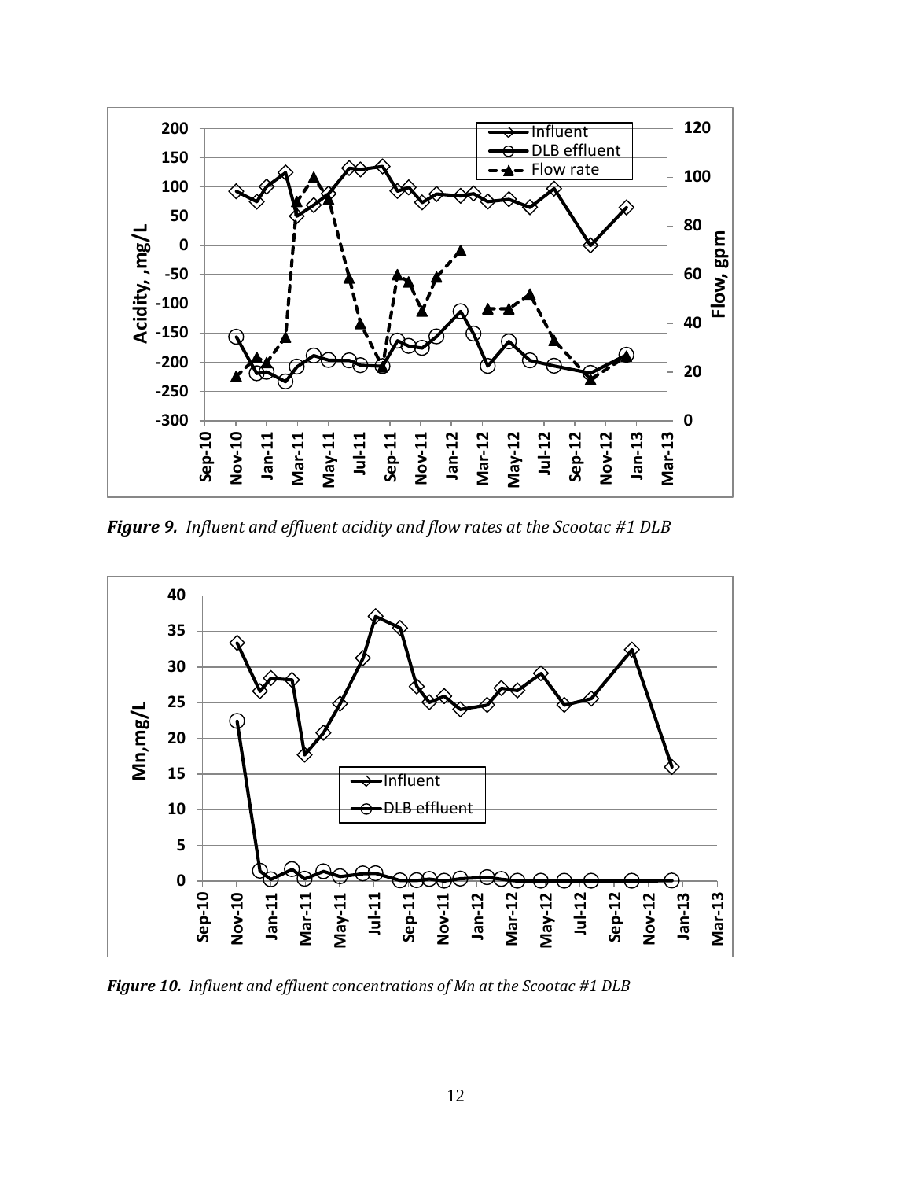***Figure 9.** Influent and effluent acidity and flow rates at the Scootac #1 DLB*

***Figure 10.** Influent and effluent concentrations of Mn at the Scootac #1 DLB*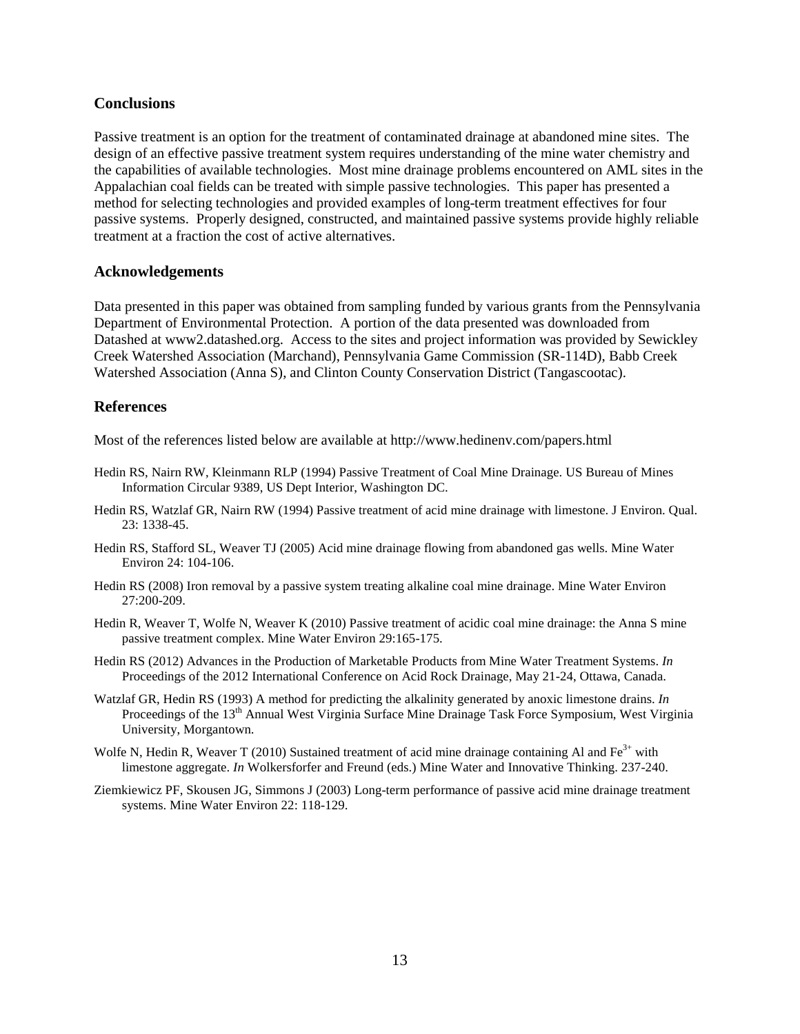## Conclusions

Passive treatment is an option for the treatment of contaminated drainage at abandoned mine sites. The design of an effective passive treatment system requires understanding of the mine water chemistry and the capabilities of available technologies. Most mine drainage problems encountered on AML sites in the Appalachian coal fields can be treated with simple passive technologies. This paper has presented a method for selecting technologies and provided examples of long-term treatment effectives for four passive systems. Properly designed, constructed, and maintained passive systems provide highly reliable treatment at a fraction the cost of active alternatives.

## Acknowledgements

Data presented in this paper was obtained from sampling funded by various grants from the Pennsylvania Department of Environmental Protection. A portion of the data presented was downloaded from Datashed at www2.datashed.org. Access to the sites and project information was provided by Sewickley Creek Watershed Association (Marchand), Pennsylvania Game Commission (SR-114D), Babb Creek Watershed Association (Anna S), and Clinton County Conservation District (Tangascootac).

## References

Most of the references listed below are available at http://www.hedinenv.com/papers.html

Hedin RS, Nairn RW, Kleinmann RLP (1994) Passive Treatment of Coal Mine Drainage. US Bureau of Mines Information Circular 9389, US Dept Interior, Washington DC.

Hedin RS, Watzlaf GR, Nairn RW (1994) Passive treatment of acid mine drainage with limestone. J Environ. Qual. 23: 1338-45.

Hedin RS, Stafford SL, Weaver TJ (2005) Acid mine drainage flowing from abandoned gas wells. Mine Water Environ 24: 104-106.

Hedin RS (2008) Iron removal by a passive system treating alkaline coal mine drainage. Mine Water Environ 27:200-209.

Hedin R, Weaver T, Wolfe N, Weaver K (2010) Passive treatment of acidic coal mine drainage: the Anna S mine passive treatment complex. Mine Water Environ 29:165-175.

Hedin RS (2012) Advances in the Production of Marketable Products from Mine Water Treatment Systems. *In* Proceedings of the 2012 International Conference on Acid Rock Drainage, May 21-24, Ottawa, Canada.

Watzlaf GR, Hedin RS (1993) A method for predicting the alkalinity generated by anoxic limestone drains. *In* Proceedings of the 13th Annual West Virginia Surface Mine Drainage Task Force Symposium, West Virginia University, Morgantown.

Wolfe N, Hedin R, Weaver T (2010) Sustained treatment of acid mine drainage containing Al and $Fe^{3+}$ with limestone aggregate. *In* Wolkersforfer and Freund (eds.) Mine Water and Innovative Thinking. 237-240.

Ziemkiewicz PF, Skousen JG, Simmons J (2003) Long-term performance of passive acid mine drainage treatment systems. Mine Water Environ 22: 118-129.